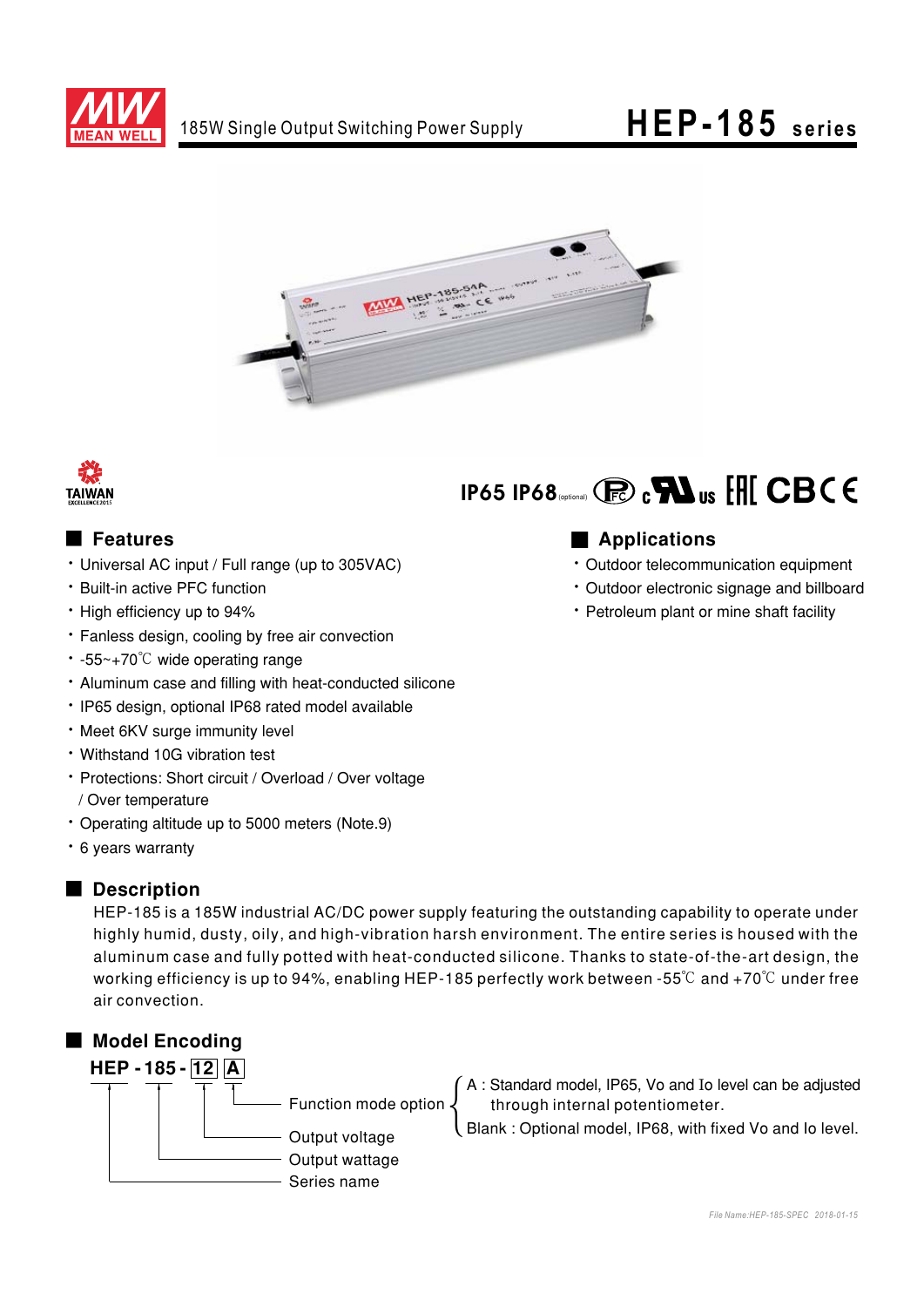185W Single Output Switching Power Supply

# HEP-185 series

IP65 IP68 (optional)

## Features

- Universal AC input / Full range (up to 305VAC)
- Built-in active PFC function
- High efficiency up to 94%
- Fanless design, cooling by free air convection
- -55~+70℃ wide operating range
- Aluminum case and filling with heat-conducted silicone
- IP65 design, optional IP68 rated model available
- Meet 6KV surge immunity level
- Withstand 10G vibration test
- Protections: Short circuit / Overload / Over voltage / Over temperature
- Operating altitude up to 5000 meters (Note.9)
- 6 years warranty

## Applications

- Outdoor telecommunication equipment
- Outdoor electronic signage and billboard
- Petroleum plant or mine shaft facility

## Description

HEP-185 is a 185W industrial AC/DC power supply featuring the outstanding capability to operate under highly humid, dusty, oily, and high-vibration harsh environment. The entire series is housed with the aluminum case and fully potted with heat-conducted silicone. Thanks to state-of-the-art design, the working efficiency is up to 94%, enabling HEP-185 perfectly work between -55℃ and +70℃ under free air convection.

## Model Encoding

**HEP - 185 - 12 A**

- A: Function mode option
  - A : Standard model, IP65, Vo and Io level can be adjusted through internal potentiometer.
  - Blank : Optional model, IP68, with fixed Vo and Io level.
- 12: Output voltage
- 185: Output wattage
- HEP: Series name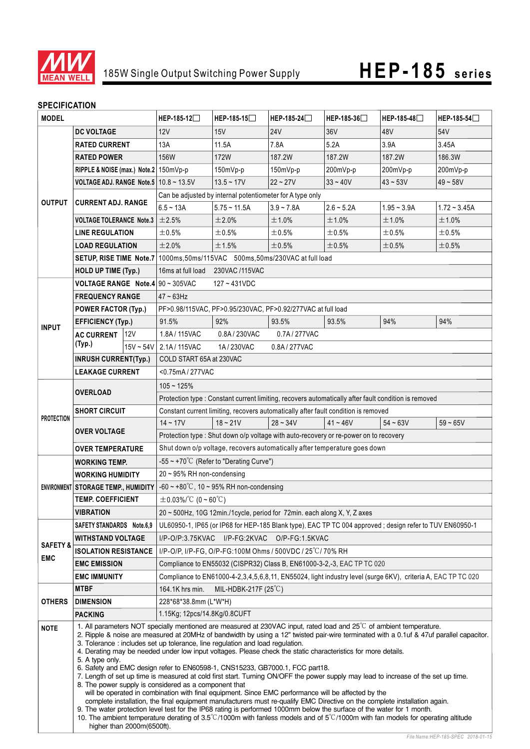# 185W Single Output Switching Power Supply — HEP-185 series

## SPECIFICATION

| MODEL | | | HEP-185-12☐ | HEP-185-15☐ | HEP-185-24☐ | HEP-185-36☐ | HEP-185-48☐ | HEP-185-54☐ |
|---|---|---|---|---|---|---|---|---|
| OUTPUT | DC VOLTAGE | | 12V | 15V | 24V | 36V | 48V | 54V |
| | RATED CURRENT | | 13A | 11.5A | 7.8A | 5.2A | 3.9A | 3.45A |
| | RATED POWER | | 156W | 172W | 187.2W | 187.2W | 187.2W | 186.3W |
| | RIPPLE & NOISE (max.) Note.2 | | 150mVp-p | 150mVp-p | 150mVp-p | 200mVp-p | 200mVp-p | 200mVp-p |
| | VOLTAGE ADJ. RANGE Note.5 | | 10.8 ~ 13.5V | 13.5 ~ 17V | 22 ~ 27V | 33 ~ 40V | 43 ~ 53V | 49 ~ 58V |
| | CURRENT ADJ. RANGE | | Can be adjusted by internal potentiometer for A type only | | | | | |
| | | | 6.5 ~ 13A | 5.75 ~ 11.5A | 3.9 ~ 7.8A | 2.6 ~ 5.2A | 1.95 ~ 3.9A | 1.72 ~ 3.45A |
| | VOLTAGE TOLERANCE Note.3 | | ±2.5% | ±2.0% | ±1.0% | ±1.0% | ±1.0% | ±1.0% |
| | LINE REGULATION | | ±0.5% | ±0.5% | ±0.5% | ±0.5% | ±0.5% | ±0.5% |
| | LOAD REGULATION | | ±2.0% | ±1.5% | ±0.5% | ±0.5% | ±0.5% | ±0.5% |
| | SETUP, RISE TIME Note.7 | | 1000ms,50ms/115VAC 500ms,50ms/230VAC at full load | | | | | |
| | HOLD UP TIME (Typ.) | | 16ms at full load 230VAC /115VAC | | | | | |
| INPUT | VOLTAGE RANGE Note.4 | | 90 ~ 305VAC 127 ~ 431VDC | | | | | |
| | FREQUENCY RANGE | | 47 ~ 63Hz | | | | | |
| | POWER FACTOR (Typ.) | | PF>0.98/115VAC, PF>0.95/230VAC, PF>0.92/277VAC at full load | | | | | |
| | EFFICIENCY (Typ.) | | 91.5% | 92% | 93.5% | 93.5% | 94% | 94% |
| | AC CURRENT (Typ.) | 12V | 1.8A / 115VAC 0.8A / 230VAC 0.7A / 277VAC | | | | | |
| | | 15V ~ 54V | 2.1A / 115VAC 1A / 230VAC 0.8A / 277VAC | | | | | |
| | INRUSH CURRENT(Typ.) | | COLD START 65A at 230VAC | | | | | |
| | LEAKAGE CURRENT | | <0.75mA / 277VAC | | | | | |
| PROTECTION | OVERLOAD | | 105 ~ 125% | | | | | |
| | | | Protection type : Constant current limiting, recovers automatically after fault condition is removed | | | | | |
| | SHORT CIRCUIT | | Constant current limiting, recovers automatically after fault condition is removed | | | | | |
| | OVER VOLTAGE | | 14 ~ 17V | 18 ~ 21V | 28 ~ 34V | 41 ~ 46V | 54 ~ 63V | 59 ~ 65V |
| | | | Protection type : Shut down o/p voltage with auto-recovery or re-power on to recovery | | | | | |
| | OVER TEMPERATURE | | Shut down o/p voltage, recovers automatically after temperature goes down | | | | | |
| ENVIRONMENT | WORKING TEMP. | | -55 ~ +70℃ (Refer to "Derating Curve") | | | | | |
| | WORKING HUMIDITY | | 20 ~ 95% RH non-condensing | | | | | |
| | STORAGE TEMP., HUMIDITY | | -60 ~ +80℃, 10 ~ 95% RH non-condensing | | | | | |
| | TEMP. COEFFICIENT | | ±0.03%/℃ (0 ~ 60℃) | | | | | |
| | VIBRATION | | 20 ~ 500Hz, 10G 12min./1cycle, period for 72min. each along X, Y, Z axes | | | | | |
| SAFETY & EMC | SAFETY STANDARDS Note.6,9 | | UL60950-1, IP65 (or IP68 for HEP-185 Blank type), EAC TP TC 004 approved ; design refer to TUV EN60950-1 | | | | | |
| | WITHSTAND VOLTAGE | | I/P-O/P:3.75KVAC I/P-FG:2KVAC O/P-FG:1.5KVAC | | | | | |
| | ISOLATION RESISTANCE | | I/P-O/P, I/P-FG, O/P-FG:100M Ohms / 500VDC / 25℃/ 70% RH | | | | | |
| | EMC EMISSION | | Compliance to EN55032 (CISPR32) Class B, EN61000-3-2,-3, EAC TP TC 020 | | | | | |
| | EMC IMMUNITY | | Compliance to EN61000-4-2,3,4,5,6,8,11, EN55024, light industry level (surge 6KV), criteria A, EAC TP TC 020 | | | | | |
| OTHERS | MTBF | | 164.1K hrs min. MIL-HDBK-217F (25℃) | | | | | |
| | DIMENSION | | 228*68*38.8mm (L*W*H) | | | | | |
| | PACKING | | 1.15Kg; 12pcs/14.8Kg/0.8CUFT | | | | | |

**NOTE**

1. All parameters NOT specially mentioned are measured at 230VAC input, rated load and 25℃ of ambient temperature.
2. Ripple & noise are measured at 20MHz of bandwidth by using a 12" twisted pair-wire terminated with a 0.1uf & 47uf parallel capacitor.
3. Tolerance : includes set up tolerance, line regulation and load regulation.
4. Derating may be needed under low input voltages. Please check the static characteristics for more details.
5. A type only.
6. Safety and EMC design refer to EN60598-1, CNS15233, GB7000.1, FCC part18.
7. Length of set up time is measured at cold first start. Turning ON/OFF the power supply may lead to increase of the set up time.
8. The power supply is considered as a component that will be operated in combination with final equipment. Since EMC performance will be affected by the complete installation, the final equipment manufacturers must re-qualify EMC Directive on the complete installation again.
9. The water protection level test for the IP68 rating is performed 1000mm below the surface of the water for 1 month.
10. The ambient temperature derating of 3.5℃/1000m with fanless models and of 5℃/1000m with fan models for operating altitude higher than 2000m(6500ft).

File Name:HEP-185-SPEC 2018-01-15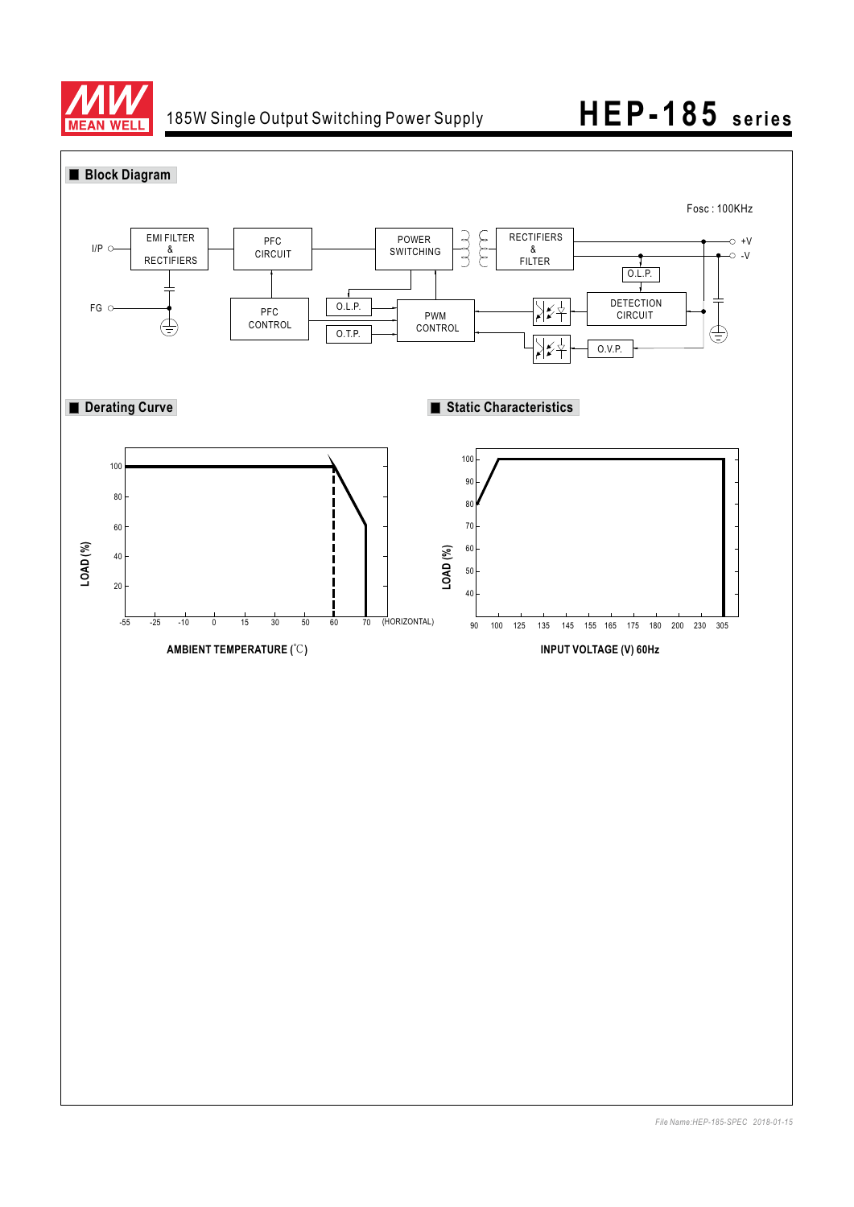# HEP-185 series

185W Single Output Switching Power Supply

## Block Diagram

Fosc : 100KHz

I/P, FG, EMI FILTER & RECTIFIERS, PFC CIRCUIT, POWER SWITCHING, RECTIFIERS & FILTER, +V, -V, O.L.P., DETECTION CIRCUIT, PFC CONTROL, O.L.P., O.T.P., PWM CONTROL, O.V.P.

## Derating Curve

LOAD (%)

100, 80, 60, 40, 20

-55, -25, -10, 0, 15, 30, 50, 60, 70 (HORIZONTAL)

AMBIENT TEMPERATURE (℃)

## Static Characteristics

LOAD (%)

100, 90, 80, 70, 60, 50, 40

90, 100, 125, 135, 145, 155, 165, 175, 180, 200, 230, 305

INPUT VOLTAGE (V) 60Hz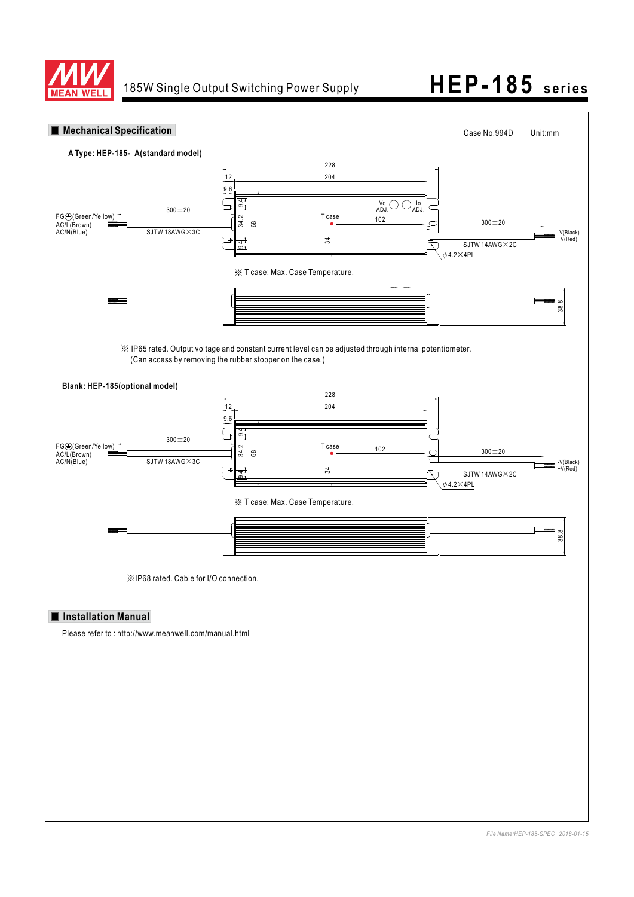## Mechanical Specification

Case No.994D  Unit:mm

**A Type: HEP-185-_A(standard model)**

228
12
204
9.6
9.4
34.2
68
9.4
34
Vo ADJ.
Io ADJ.
T case
102
300±20
FG⏚(Green/Yellow)
AC/L(Brown)
AC/N(Blue)
SJTW 18AWG×3C
300±20
-V(Black)
+V(Red)
SJTW 14AWG×2C
ϕ4.2×4PL

※ T case: Max. Case Temperature.

38.8

※ IP65 rated. Output voltage and constant current level can be adjusted through internal potentiometer. (Can access by removing the rubber stopper on the case.)

**Blank: HEP-185(optional model)**

228
12
204
9.6
9.4
34.2
68
9.4
34
T case
102
300±20
FG⏚(Green/Yellow)
AC/L(Brown)
AC/N(Blue)
SJTW 18AWG×3C
300±20
-V(Black)
+V(Red)
SJTW 14AWG×2C
ϕ4.2×4PL

※ T case: Max. Case Temperature.

38.8

※IP68 rated. Cable for I/O connection.

## Installation Manual

Please refer to : http://www.meanwell.com/manual.html